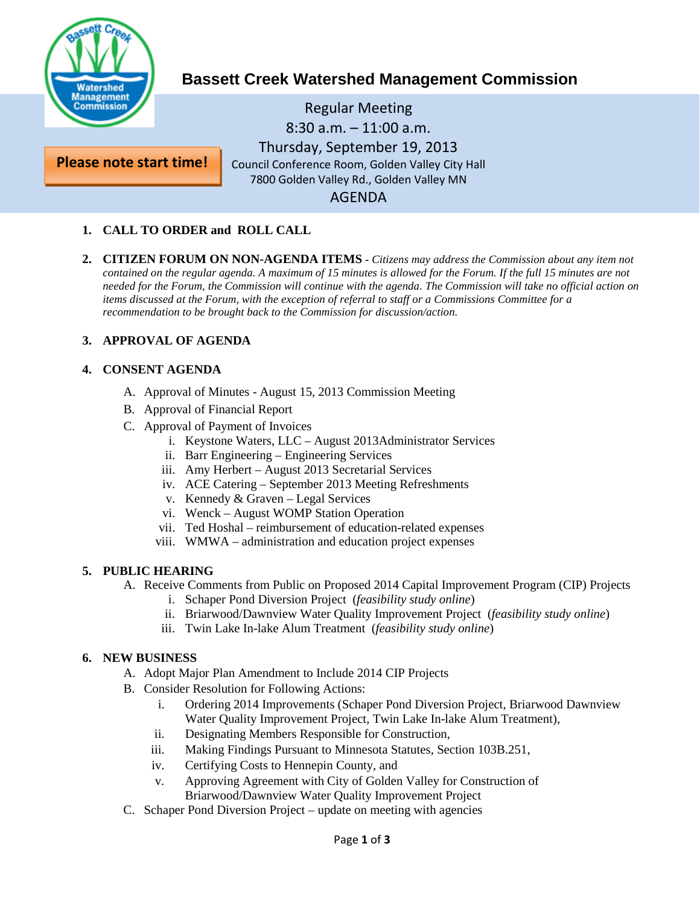# Bassett Creek Watershed Management Commission

Regular Meeting
8:30 a.m. – 11:00 a.m.
Thursday, September 19, 2013
Council Conference Room, Golden Valley City Hall
7800 Golden Valley Rd., Golden Valley MN

**Please note start time!**

## AGENDA

1. **CALL TO ORDER and ROLL CALL**

2. **CITIZEN FORUM ON NON-AGENDA ITEMS** - *Citizens may address the Commission about any item not contained on the regular agenda. A maximum of 15 minutes is allowed for the Forum. If the full 15 minutes are not needed for the Forum, the Commission will continue with the agenda. The Commission will take no official action on items discussed at the Forum, with the exception of referral to staff or a Commissions Committee for a recommendation to be brought back to the Commission for discussion/action.*

3. **APPROVAL OF AGENDA**

4. **CONSENT AGENDA**
   - A. Approval of Minutes - August 15, 2013 Commission Meeting
   - B. Approval of Financial Report
   - C. Approval of Payment of Invoices
     - i. Keystone Waters, LLC – August 2013Administrator Services
     - ii. Barr Engineering – Engineering Services
     - iii. Amy Herbert – August 2013 Secretarial Services
     - iv. ACE Catering – September 2013 Meeting Refreshments
     - v. Kennedy & Graven – Legal Services
     - vi. Wenck – August WOMP Station Operation
     - vii. Ted Hoshal – reimbursement of education-related expenses
     - viii. WMWA – administration and education project expenses

5. **PUBLIC HEARING**
   - A. Receive Comments from Public on Proposed 2014 Capital Improvement Program (CIP) Projects
     - i. Schaper Pond Diversion Project (*feasibility study online*)
     - ii. Briarwood/Dawnview Water Quality Improvement Project (*feasibility study online*)
     - iii. Twin Lake In-lake Alum Treatment (*feasibility study online*)

6. **NEW BUSINESS**
   - A. Adopt Major Plan Amendment to Include 2014 CIP Projects
   - B. Consider Resolution for Following Actions:
     - i. Ordering 2014 Improvements (Schaper Pond Diversion Project, Briarwood Dawnview Water Quality Improvement Project, Twin Lake In-lake Alum Treatment),
     - ii. Designating Members Responsible for Construction,
     - iii. Making Findings Pursuant to Minnesota Statutes, Section 103B.251,
     - iv. Certifying Costs to Hennepin County, and
     - v. Approving Agreement with City of Golden Valley for Construction of Briarwood/Dawnview Water Quality Improvement Project
   - C. Schaper Pond Diversion Project – update on meeting with agencies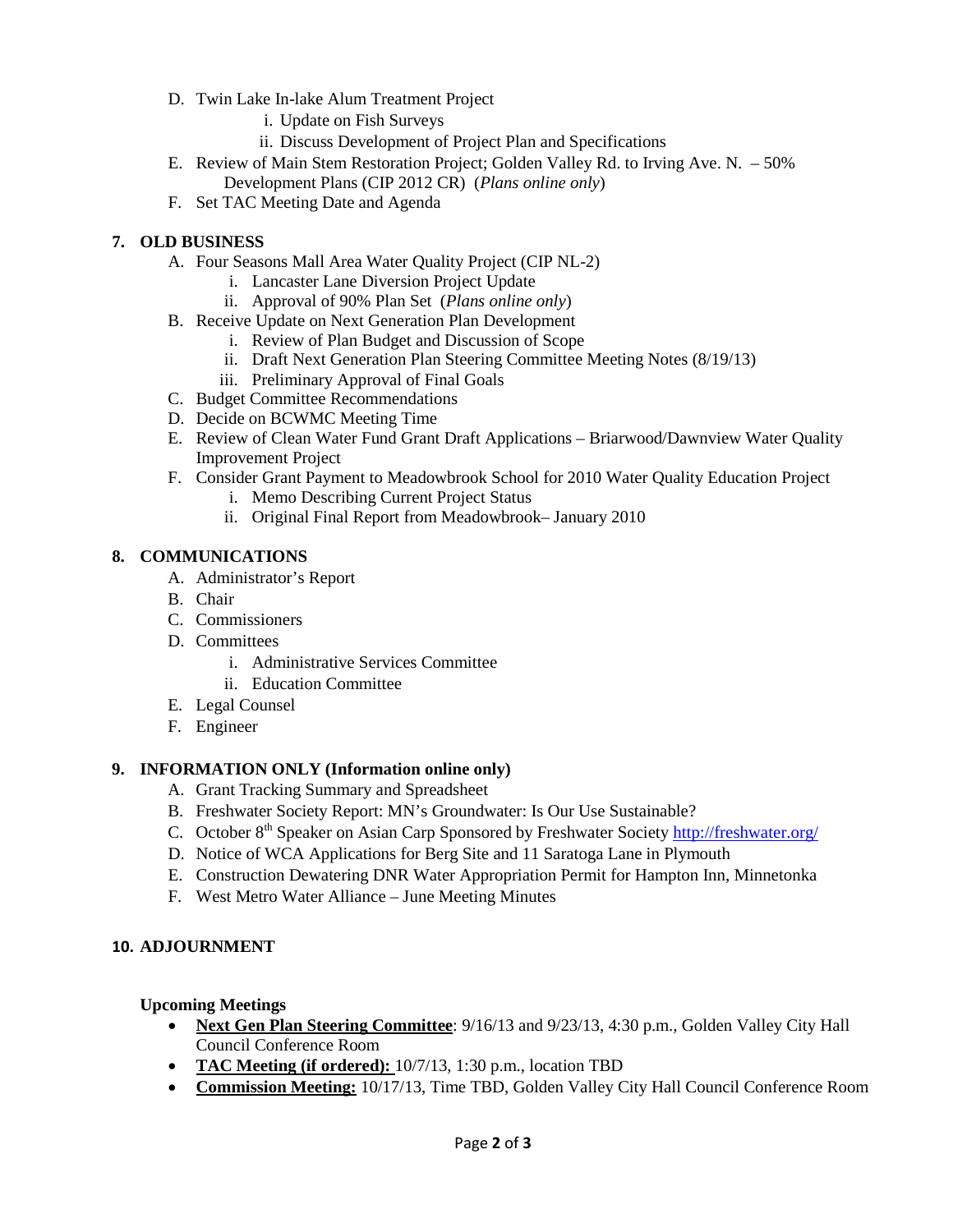- D. Twin Lake In-lake Alum Treatment Project
  - i. Update on Fish Surveys
  - ii. Discuss Development of Project Plan and Specifications
- E. Review of Main Stem Restoration Project; Golden Valley Rd. to Irving Ave. N. – 50% Development Plans (CIP 2012 CR) (*Plans online only*)
- F. Set TAC Meeting Date and Agenda

## 7. OLD BUSINESS

- A. Four Seasons Mall Area Water Quality Project (CIP NL-2)
  - i. Lancaster Lane Diversion Project Update
  - ii. Approval of 90% Plan Set (*Plans online only*)
- B. Receive Update on Next Generation Plan Development
  - i. Review of Plan Budget and Discussion of Scope
  - ii. Draft Next Generation Plan Steering Committee Meeting Notes (8/19/13)
  - iii. Preliminary Approval of Final Goals
- C. Budget Committee Recommendations
- D. Decide on BCWMC Meeting Time
- E. Review of Clean Water Fund Grant Draft Applications – Briarwood/Dawnview Water Quality Improvement Project
- F. Consider Grant Payment to Meadowbrook School for 2010 Water Quality Education Project
  - i. Memo Describing Current Project Status
  - ii. Original Final Report from Meadowbrook– January 2010

## 8. COMMUNICATIONS

- A. Administrator's Report
- B. Chair
- C. Commissioners
- D. Committees
  - i. Administrative Services Committee
  - ii. Education Committee
- E. Legal Counsel
- F. Engineer

## 9. INFORMATION ONLY (Information online only)

- A. Grant Tracking Summary and Spreadsheet
- B. Freshwater Society Report: MN's Groundwater: Is Our Use Sustainable?
- C. October 8th Speaker on Asian Carp Sponsored by Freshwater Society http://freshwater.org/
- D. Notice of WCA Applications for Berg Site and 11 Saratoga Lane in Plymouth
- E. Construction Dewatering DNR Water Appropriation Permit for Hampton Inn, Minnetonka
- F. West Metro Water Alliance – June Meeting Minutes

## 10. ADJOURNMENT

**Upcoming Meetings**

- **Next Gen Plan Steering Committee**: 9/16/13 and 9/23/13, 4:30 p.m., Golden Valley City Hall Council Conference Room
- **TAC Meeting (if ordered):** 10/7/13, 1:30 p.m., location TBD
- **Commission Meeting:** 10/17/13, Time TBD, Golden Valley City Hall Council Conference Room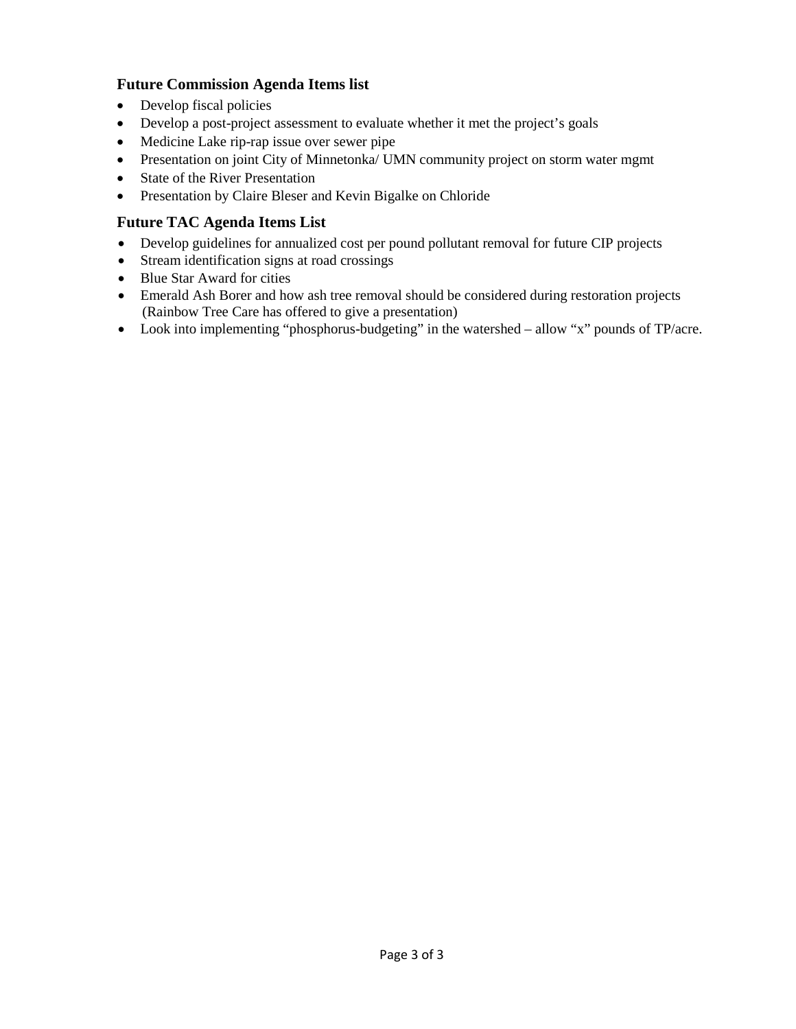### Future Commission Agenda Items list

- Develop fiscal policies
- Develop a post-project assessment to evaluate whether it met the project's goals
- Medicine Lake rip-rap issue over sewer pipe
- Presentation on joint City of Minnetonka/ UMN community project on storm water mgmt
- State of the River Presentation
- Presentation by Claire Bleser and Kevin Bigalke on Chloride

### Future TAC Agenda Items List

- Develop guidelines for annualized cost per pound pollutant removal for future CIP projects
- Stream identification signs at road crossings
- Blue Star Award for cities
- Emerald Ash Borer and how ash tree removal should be considered during restoration projects (Rainbow Tree Care has offered to give a presentation)
- Look into implementing "phosphorus-budgeting" in the watershed – allow "x" pounds of TP/acre.